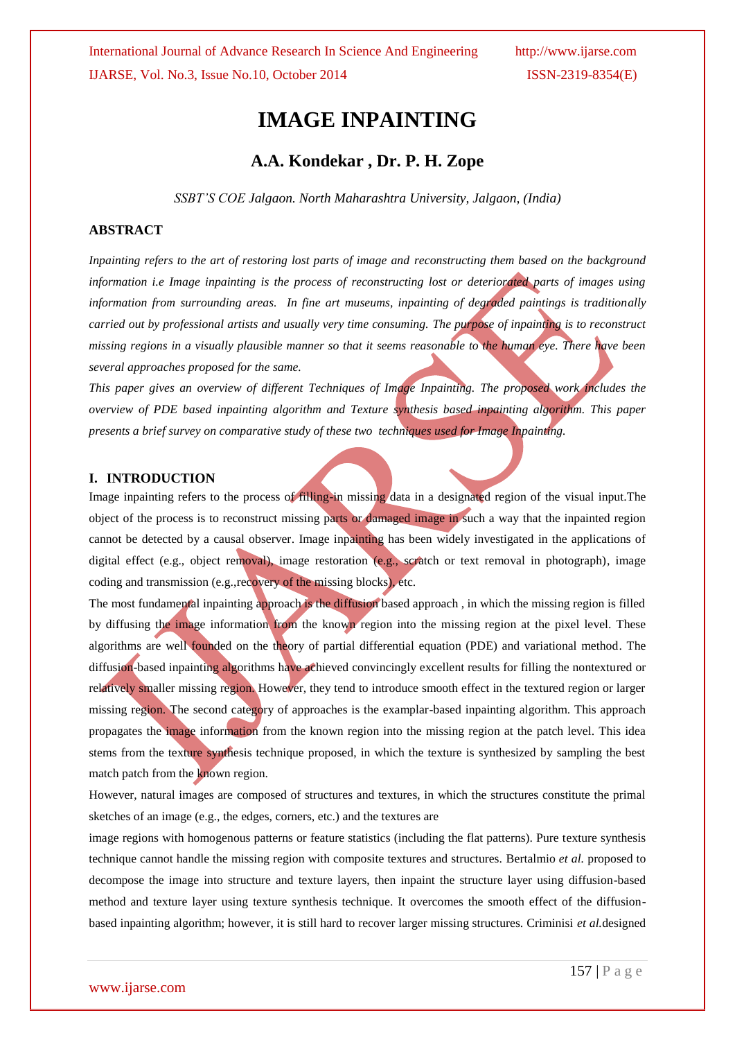# IMAGE INPAINTING

## A.A. Kondekar , Dr. P. H. Zope

*SSBT'S COE Jalgaon. North Maharashtra University, Jalgaon, (India)*

### ABSTRACT

*Inpainting refers to the art of restoring lost parts of image and reconstructing them based on the background information i.e Image inpainting is the process of reconstructing lost or deteriorated parts of images using information from surrounding areas. In fine art museums, inpainting of degraded paintings is traditionally carried out by professional artists and usually very time consuming. The purpose of inpainting is to reconstruct missing regions in a visually plausible manner so that it seems reasonable to the human eye. There have been several approaches proposed for the same.*

*This paper gives an overview of different Techniques of Image Inpainting. The proposed work includes the overview of PDE based inpainting algorithm and Texture synthesis based inpainting algorithm. This paper presents a brief survey on comparative study of these two techniques used for Image Inpainting.*

### I. INTRODUCTION

Image inpainting refers to the process of filling-in missing data in a designated region of the visual input.The object of the process is to reconstruct missing parts or damaged image in such a way that the inpainted region cannot be detected by a causal observer. Image inpainting has been widely investigated in the applications of digital effect (e.g., object removal), image restoration (e.g., scratch or text removal in photograph), image coding and transmission (e.g.,recovery of the missing blocks), etc.

The most fundamental inpainting approach is the diffusion based approach , in which the missing region is filled by diffusing the image information from the known region into the missing region at the pixel level. These algorithms are well founded on the theory of partial differential equation (PDE) and variational method. The diffusion-based inpainting algorithms have achieved convincingly excellent results for filling the nontextured or relatively smaller missing region. However, they tend to introduce smooth effect in the textured region or larger missing region. The second category of approaches is the examplar-based inpainting algorithm. This approach propagates the image information from the known region into the missing region at the patch level. This idea stems from the texture synthesis technique proposed, in which the texture is synthesized by sampling the best match patch from the known region.

However, natural images are composed of structures and textures, in which the structures constitute the primal sketches of an image (e.g., the edges, corners, etc.) and the textures are

image regions with homogenous patterns or feature statistics (including the flat patterns). Pure texture synthesis technique cannot handle the missing region with composite textures and structures. Bertalmio *et al.* proposed to decompose the image into structure and texture layers, then inpaint the structure layer using diffusion-based method and texture layer using texture synthesis technique. It overcomes the smooth effect of the diffusion-based inpainting algorithm; however, it is still hard to recover larger missing structures. Criminisi *et al.*designed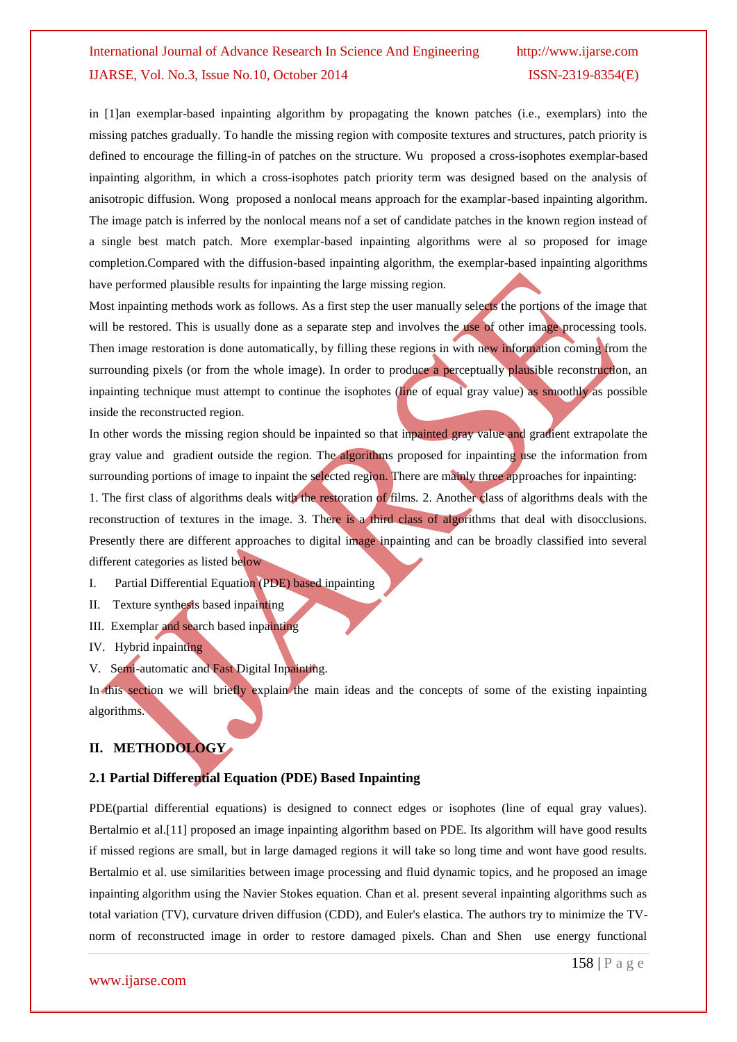in [1]an exemplar-based inpainting algorithm by propagating the known patches (i.e., exemplars) into the missing patches gradually. To handle the missing region with composite textures and structures, patch priority is defined to encourage the filling-in of patches on the structure. Wu proposed a cross-isophotes exemplar-based inpainting algorithm, in which a cross-isophotes patch priority term was designed based on the analysis of anisotropic diffusion. Wong proposed a nonlocal means approach for the examplar-based inpainting algorithm. The image patch is inferred by the nonlocal means nof a set of candidate patches in the known region instead of a single best match patch. More exemplar-based inpainting algorithms were al so proposed for image completion.Compared with the diffusion-based inpainting algorithm, the exemplar-based inpainting algorithms have performed plausible results for inpainting the large missing region.

Most inpainting methods work as follows. As a first step the user manually selects the portions of the image that will be restored. This is usually done as a separate step and involves the use of other image processing tools. Then image restoration is done automatically, by filling these regions in with new information coming from the surrounding pixels (or from the whole image). In order to produce a perceptually plausible reconstruction, an inpainting technique must attempt to continue the isophotes (line of equal gray value) as smoothly as possible inside the reconstructed region.

In other words the missing region should be inpainted so that inpainted gray value and gradient extrapolate the gray value and gradient outside the region. The algorithms proposed for inpainting use the information from surrounding portions of image to inpaint the selected region. There are mainly three approaches for inpainting:

1. The first class of algorithms deals with the restoration of films. 2. Another class of algorithms deals with the reconstruction of textures in the image. 3. There is a third class of algorithms that deal with disocclusions. Presently there are different approaches to digital image inpainting and can be broadly classified into several different categories as listed below

I. Partial Differential Equation (PDE) based inpainting

II. Texture synthesis based inpainting

III. Exemplar and search based inpainting

IV. Hybrid inpainting

V. Semi-automatic and Fast Digital Inpainting.

In this section we will briefly explain the main ideas and the concepts of some of the existing inpainting algorithms.

## II. METHODOLOGY

### 2.1 Partial Differential Equation (PDE) Based Inpainting

PDE(partial differential equations) is designed to connect edges or isophotes (line of equal gray values). Bertalmio et al.[11] proposed an image inpainting algorithm based on PDE. Its algorithm will have good results if missed regions are small, but in large damaged regions it will take so long time and wont have good results. Bertalmio et al. use similarities between image processing and fluid dynamic topics, and he proposed an image inpainting algorithm using the Navier Stokes equation. Chan et al. present several inpainting algorithms such as total variation (TV), curvature driven diffusion (CDD), and Euler's elastica. The authors try to minimize the TV-norm of reconstructed image in order to restore damaged pixels. Chan and Shen use energy functional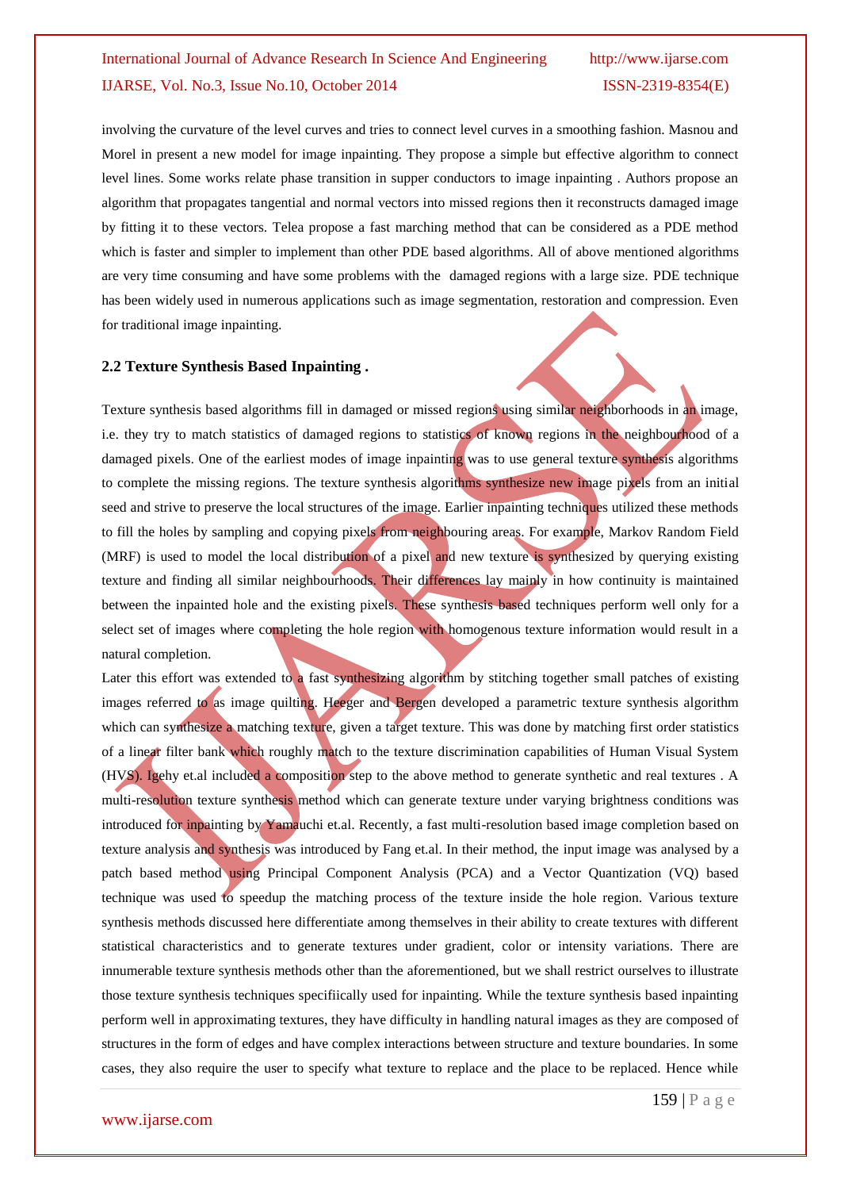involving the curvature of the level curves and tries to connect level curves in a smoothing fashion. Masnou and Morel in present a new model for image inpainting. They propose a simple but effective algorithm to connect level lines. Some works relate phase transition in supper conductors to image inpainting . Authors propose an algorithm that propagates tangential and normal vectors into missed regions then it reconstructs damaged image by fitting it to these vectors. Telea propose a fast marching method that can be considered as a PDE method which is faster and simpler to implement than other PDE based algorithms. All of above mentioned algorithms are very time consuming and have some problems with the damaged regions with a large size. PDE technique has been widely used in numerous applications such as image segmentation, restoration and compression. Even for traditional image inpainting.

### 2.2 Texture Synthesis Based Inpainting .

Texture synthesis based algorithms fill in damaged or missed regions using similar neighborhoods in an image, i.e. they try to match statistics of damaged regions to statistics of known regions in the neighbourhood of a damaged pixels. One of the earliest modes of image inpainting was to use general texture synthesis algorithms to complete the missing regions. The texture synthesis algorithms synthesize new image pixels from an initial seed and strive to preserve the local structures of the image. Earlier inpainting techniques utilized these methods to fill the holes by sampling and copying pixels from neighbouring areas. For example, Markov Random Field (MRF) is used to model the local distribution of a pixel and new texture is synthesized by querying existing texture and finding all similar neighbourhoods. Their differences lay mainly in how continuity is maintained between the inpainted hole and the existing pixels. These synthesis based techniques perform well only for a select set of images where completing the hole region with homogenous texture information would result in a natural completion.

Later this effort was extended to a fast synthesizing algorithm by stitching together small patches of existing images referred to as image quilting. Heeger and Bergen developed a parametric texture synthesis algorithm which can synthesize a matching texture, given a target texture. This was done by matching first order statistics of a linear filter bank which roughly match to the texture discrimination capabilities of Human Visual System (HVS). Igehy et.al included a composition step to the above method to generate synthetic and real textures . A multi-resolution texture synthesis method which can generate texture under varying brightness conditions was introduced for inpainting by Yamauchi et.al. Recently, a fast multi-resolution based image completion based on texture analysis and synthesis was introduced by Fang et.al. In their method, the input image was analysed by a patch based method using Principal Component Analysis (PCA) and a Vector Quantization (VQ) based technique was used to speedup the matching process of the texture inside the hole region. Various texture synthesis methods discussed here differentiate among themselves in their ability to create textures with different statistical characteristics and to generate textures under gradient, color or intensity variations. There are innumerable texture synthesis methods other than the aforementioned, but we shall restrict ourselves to illustrate those texture synthesis techniques specifiically used for inpainting. While the texture synthesis based inpainting perform well in approximating textures, they have difficulty in handling natural images as they are composed of structures in the form of edges and have complex interactions between structure and texture boundaries. In some cases, they also require the user to specify what texture to replace and the place to be replaced. Hence while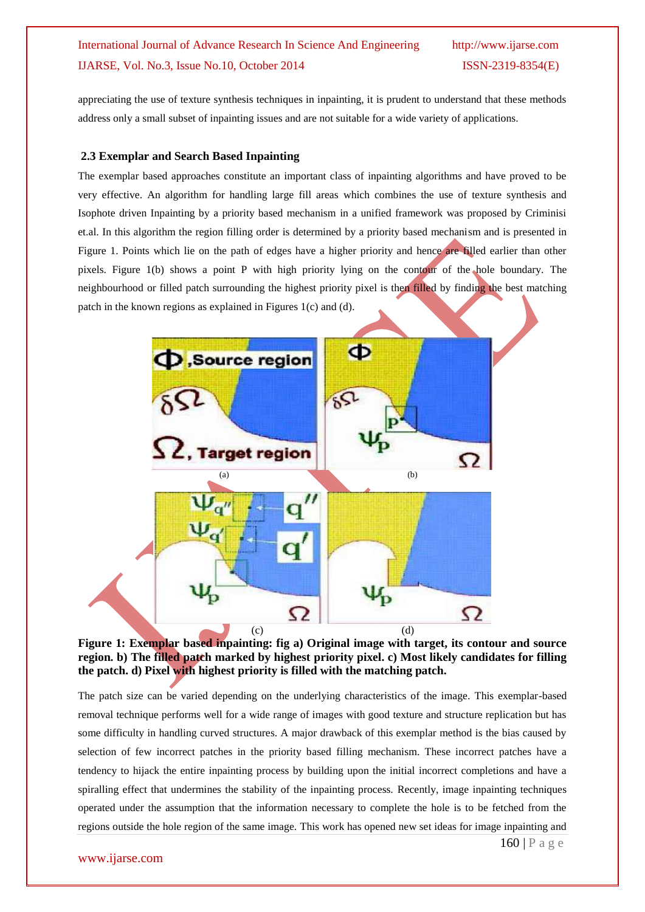appreciating the use of texture synthesis techniques in inpainting, it is prudent to understand that these methods address only a small subset of inpainting issues and are not suitable for a wide variety of applications.

### 2.3 Exemplar and Search Based Inpainting

The exemplar based approaches constitute an important class of inpainting algorithms and have proved to be very effective. An algorithm for handling large fill areas which combines the use of texture synthesis and Isophote driven Inpainting by a priority based mechanism in a unified framework was proposed by Criminisi et.al. In this algorithm the region filling order is determined by a priority based mechanism and is presented in Figure 1. Points which lie on the path of edges have a higher priority and hence are filled earlier than other pixels. Figure 1(b) shows a point P with high priority lying on the contour of the hole boundary. The neighbourhood or filled patch surrounding the highest priority pixel is then filled by finding the best matching patch in the known regions as explained in Figures 1(c) and (d).

**Figure 1: Exemplar based inpainting: fig a) Original image with target, its contour and source region. b) The filled patch marked by highest priority pixel. c) Most likely candidates for filling the patch. d) Pixel with highest priority is filled with the matching patch.**

The patch size can be varied depending on the underlying characteristics of the image. This exemplar-based removal technique performs well for a wide range of images with good texture and structure replication but has some difficulty in handling curved structures. A major drawback of this exemplar method is the bias caused by selection of few incorrect patches in the priority based filling mechanism. These incorrect patches have a tendency to hijack the entire inpainting process by building upon the initial incorrect completions and have a spiralling effect that undermines the stability of the inpainting process. Recently, image inpainting techniques operated under the assumption that the information necessary to complete the hole is to be fetched from the regions outside the hole region of the same image. This work has opened new set ideas for image inpainting and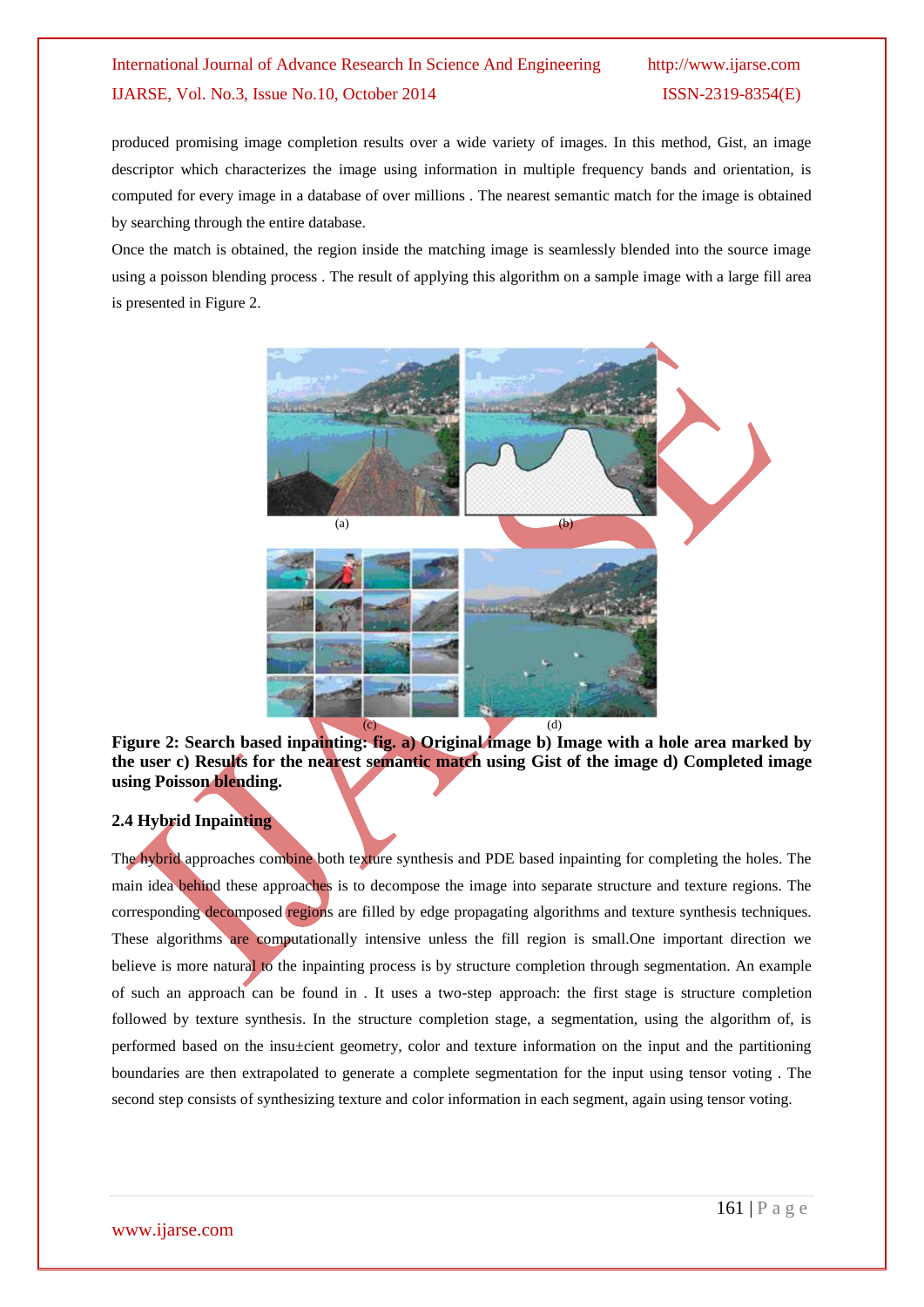produced promising image completion results over a wide variety of images. In this method, Gist, an image descriptor which characterizes the image using information in multiple frequency bands and orientation, is computed for every image in a database of over millions . The nearest semantic match for the image is obtained by searching through the entire database.

Once the match is obtained, the region inside the matching image is seamlessly blended into the source image using a poisson blending process . The result of applying this algorithm on a sample image with a large fill area is presented in Figure 2.

(a) (b)

(c) (d)

**Figure 2: Search based inpainting: fig. a) Original image b) Image with a hole area marked by the user c) Results for the nearest semantic match using Gist of the image d) Completed image using Poisson blending.**

### 2.4 Hybrid Inpainting

The hybrid approaches combine both texture synthesis and PDE based inpainting for completing the holes. The main idea behind these approaches is to decompose the image into separate structure and texture regions. The corresponding decomposed regions are filled by edge propagating algorithms and texture synthesis techniques. These algorithms are computationally intensive unless the fill region is small.One important direction we believe is more natural to the inpainting process is by structure completion through segmentation. An example of such an approach can be found in . It uses a two-step approach: the first stage is structure completion followed by texture synthesis. In the structure completion stage, a segmentation, using the algorithm of, is performed based on the insu±cient geometry, color and texture information on the input and the partitioning boundaries are then extrapolated to generate a complete segmentation for the input using tensor voting . The second step consists of synthesizing texture and color information in each segment, again using tensor voting.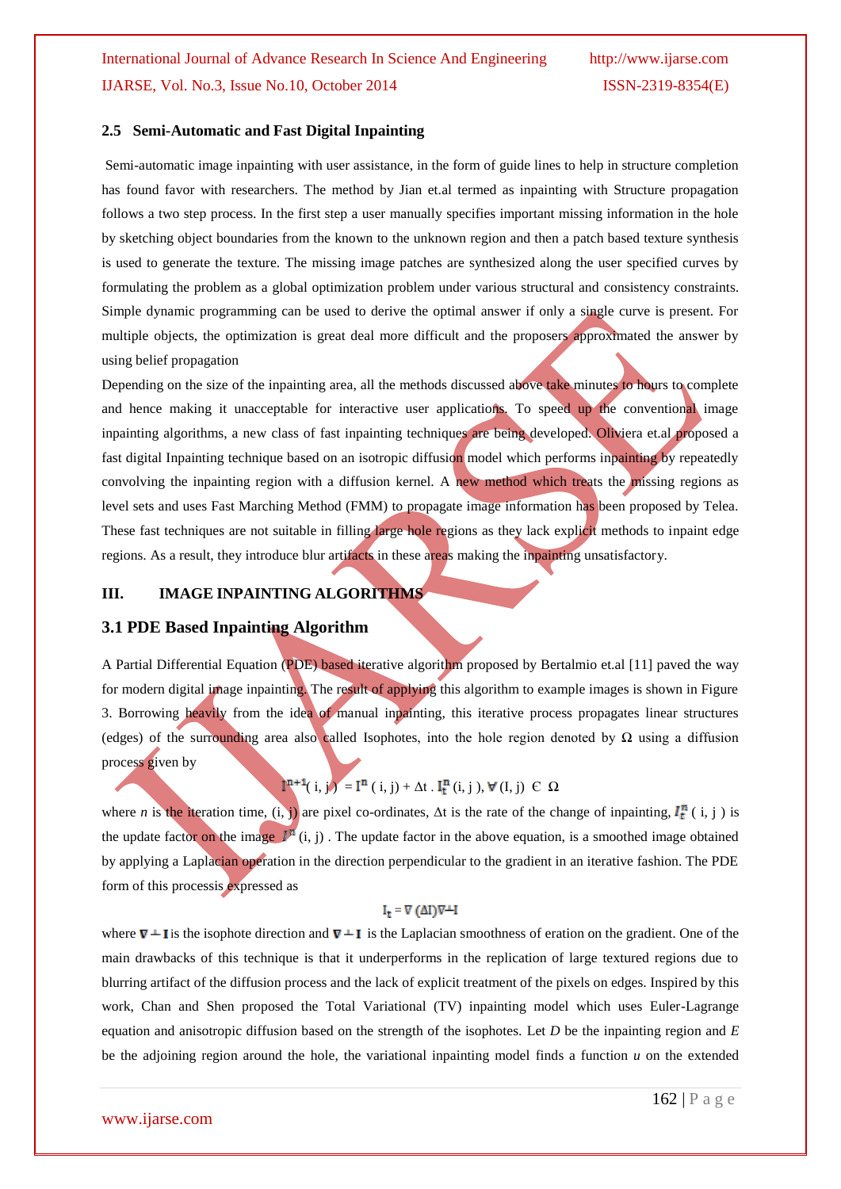### 2.5 Semi-Automatic and Fast Digital Inpainting

Semi-automatic image inpainting with user assistance, in the form of guide lines to help in structure completion has found favor with researchers. The method by Jian et.al termed as inpainting with Structure propagation follows a two step process. In the first step a user manually specifies important missing information in the hole by sketching object boundaries from the known to the unknown region and then a patch based texture synthesis is used to generate the texture. The missing image patches are synthesized along the user specified curves by formulating the problem as a global optimization problem under various structural and consistency constraints. Simple dynamic programming can be used to derive the optimal answer if only a single curve is present. For multiple objects, the optimization is great deal more difficult and the proposers approximated the answer by using belief propagation

Depending on the size of the inpainting area, all the methods discussed above take minutes to hours to complete and hence making it unacceptable for interactive user applications. To speed up the conventional image inpainting algorithms, a new class of fast inpainting techniques are being developed. Oliviera et.al proposed a fast digital Inpainting technique based on an isotropic diffusion model which performs inpainting by repeatedly convolving the inpainting region with a diffusion kernel. A new method which treats the missing regions as level sets and uses Fast Marching Method (FMM) to propagate image information has been proposed by Telea. These fast techniques are not suitable in filling large hole regions as they lack explicit methods to inpaint edge regions. As a result, they introduce blur artifacts in these areas making the inpainting unsatisfactory.

## III. IMAGE INPAINTING ALGORITHMS

### 3.1 PDE Based Inpainting Algorithm

A Partial Differential Equation (PDE) based iterative algorithm proposed by Bertalmio et.al [11] paved the way for modern digital image inpainting. The result of applying this algorithm to example images is shown in Figure 3. Borrowing heavily from the idea of manual inpainting, this iterative process propagates linear structures (edges) of the surrounding area also called Isophotes, into the hole region denoted by Ω using a diffusion process given by

$$I^{n+1}(i,j) = I^{n}(i,j) + \Delta t \, . \, I_t^{n}(i,j), \forall (I,j) \in \Omega$$

where *n* is the iteration time, (i, j) are pixel co-ordinates, Δt is the rate of the change of inpainting, $I_t^n(i,j)$ is the update factor on the image $I^n(i,j)$. The update factor in the above equation, is a smoothed image obtained by applying a Laplacian operation in the direction perpendicular to the gradient in an iterative fashion. The PDE form of this processis expressed as

$$I_t = \nabla(\Delta I)\nabla^{\perp} I$$

where $\nabla^{\perp} I$ is the isophote direction and $\nabla^{\perp} I$ is the Laplacian smoothness of eration on the gradient. One of the main drawbacks of this technique is that it underperforms in the replication of large textured regions due to blurring artifact of the diffusion process and the lack of explicit treatment of the pixels on edges. Inspired by this work, Chan and Shen proposed the Total Variational (TV) inpainting model which uses Euler-Lagrange equation and anisotropic diffusion based on the strength of the isophotes. Let *D* be the inpainting region and *E* be the adjoining region around the hole, the variational inpainting model finds a function *u* on the extended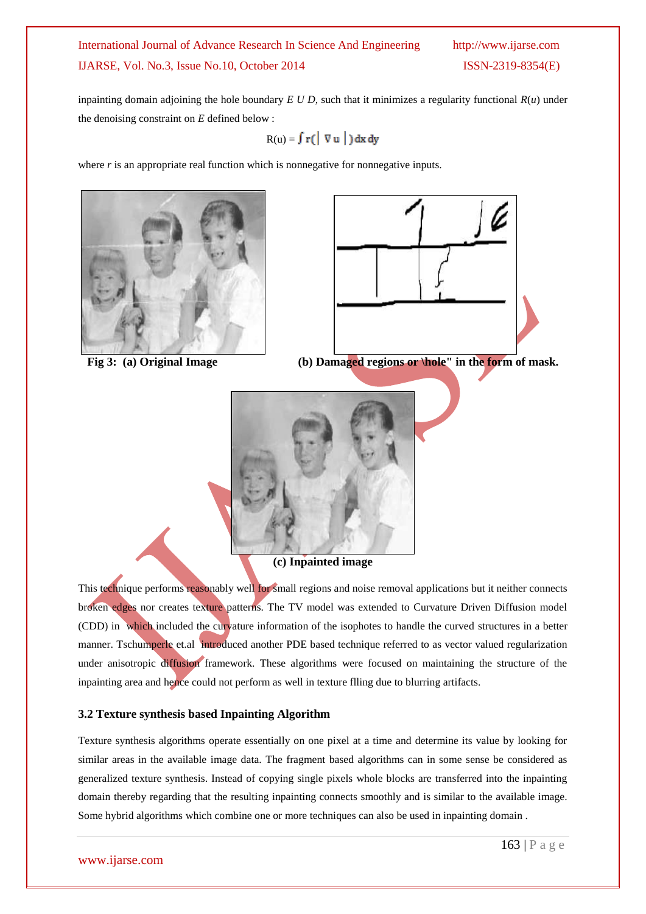inpainting domain adjoining the hole boundary $E \cup D$, such that it minimizes a regularity functional $R(u)$ under the denoising constraint on $E$ defined below :

$$R(u) = \int r(|\nabla u|)\, dx\, dy$$

where $r$ is an appropriate real function which is nonnegative for nonnegative inputs.

**Fig 3: (a) Original Image** **(b) Damaged regions or \hole" in the form of mask.**

**(c) Inpainted image**

This technique performs reasonably well for small regions and noise removal applications but it neither connects broken edges nor creates texture patterns. The TV model was extended to Curvature Driven Diffusion model (CDD) in which included the curvature information of the isophotes to handle the curved structures in a better manner. Tschumperle et.al introduced another PDE based technique referred to as vector valued regularization under anisotropic diffusion framework. These algorithms were focused on maintaining the structure of the inpainting area and hence could not perform as well in texture flling due to blurring artifacts.

### 3.2 Texture synthesis based Inpainting Algorithm

Texture synthesis algorithms operate essentially on one pixel at a time and determine its value by looking for similar areas in the available image data. The fragment based algorithms can in some sense be considered as generalized texture synthesis. Instead of copying single pixels whole blocks are transferred into the inpainting domain thereby regarding that the resulting inpainting connects smoothly and is similar to the available image. Some hybrid algorithms which combine one or more techniques can also be used in inpainting domain .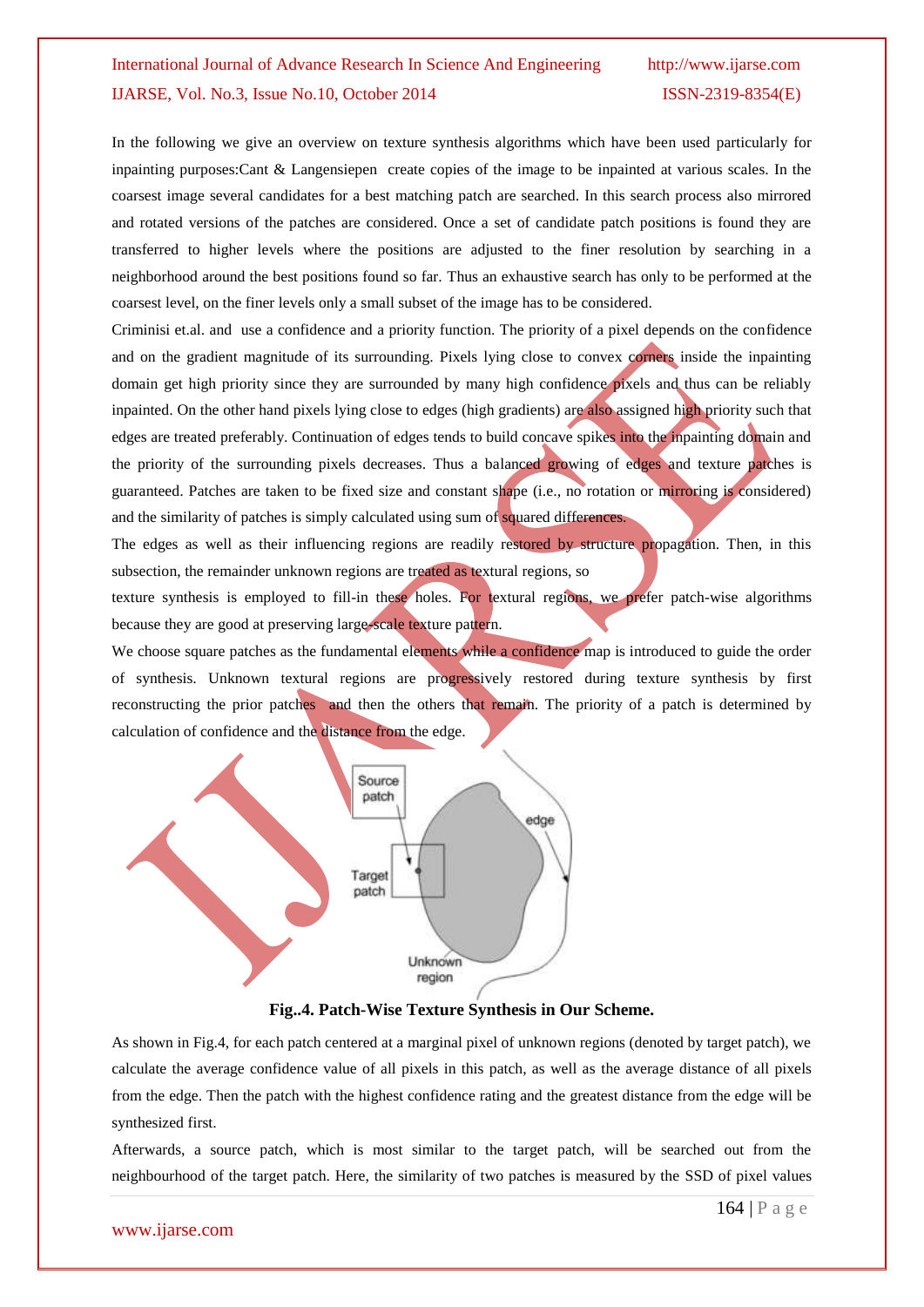In the following we give an overview on texture synthesis algorithms which have been used particularly for inpainting purposes:Cant & Langensiepen create copies of the image to be inpainted at various scales. In the coarsest image several candidates for a best matching patch are searched. In this search process also mirrored and rotated versions of the patches are considered. Once a set of candidate patch positions is found they are transferred to higher levels where the positions are adjusted to the finer resolution by searching in a neighborhood around the best positions found so far. Thus an exhaustive search has only to be performed at the coarsest level, on the finer levels only a small subset of the image has to be considered.

Criminisi et.al. and use a confidence and a priority function. The priority of a pixel depends on the confidence and on the gradient magnitude of its surrounding. Pixels lying close to convex corners inside the inpainting domain get high priority since they are surrounded by many high confidence pixels and thus can be reliably inpainted. On the other hand pixels lying close to edges (high gradients) are also assigned high priority such that edges are treated preferably. Continuation of edges tends to build concave spikes into the inpainting domain and the priority of the surrounding pixels decreases. Thus a balanced growing of edges and texture patches is guaranteed. Patches are taken to be fixed size and constant shape (i.e., no rotation or mirroring is considered) and the similarity of patches is simply calculated using sum of squared differences.

The edges as well as their influencing regions are readily restored by structure propagation. Then, in this subsection, the remainder unknown regions are treated as textural regions, so

texture synthesis is employed to fill-in these holes. For textural regions, we prefer patch-wise algorithms because they are good at preserving large-scale texture pattern.

We choose square patches as the fundamental elements while a confidence map is introduced to guide the order of synthesis. Unknown textural regions are progressively restored during texture synthesis by first reconstructing the prior patches and then the others that remain. The priority of a patch is determined by calculation of confidence and the distance from the edge.

**Fig..4. Patch-Wise Texture Synthesis in Our Scheme.**

As shown in Fig.4, for each patch centered at a marginal pixel of unknown regions (denoted by target patch), we calculate the average confidence value of all pixels in this patch, as well as the average distance of all pixels from the edge. Then the patch with the highest confidence rating and the greatest distance from the edge will be synthesized first.

Afterwards, a source patch, which is most similar to the target patch, will be searched out from the neighbourhood of the target patch. Here, the similarity of two patches is measured by the SSD of pixel values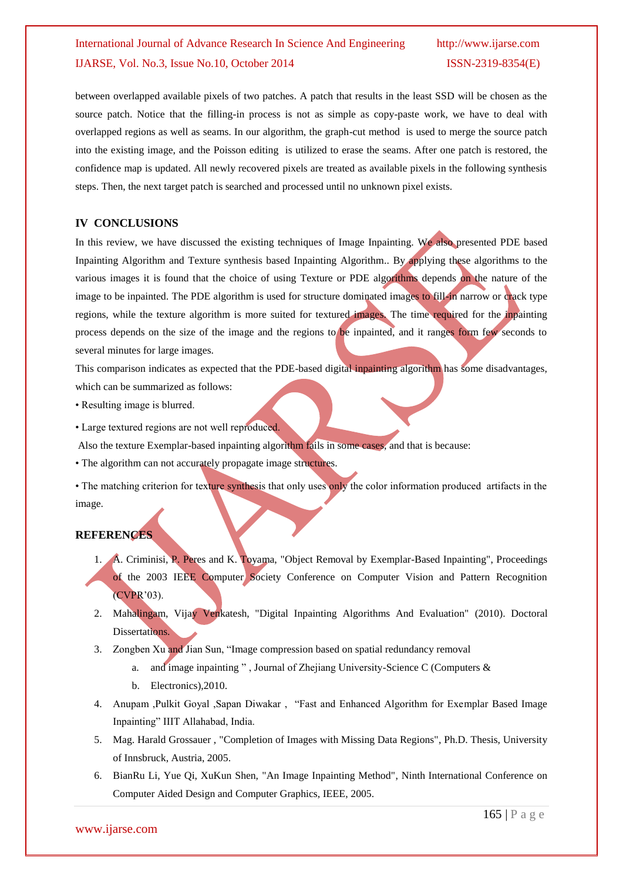between overlapped available pixels of two patches. A patch that results in the least SSD will be chosen as the source patch. Notice that the filling-in process is not as simple as copy-paste work, we have to deal with overlapped regions as well as seams. In our algorithm, the graph-cut method is used to merge the source patch into the existing image, and the Poisson editing is utilized to erase the seams. After one patch is restored, the confidence map is updated. All newly recovered pixels are treated as available pixels in the following synthesis steps. Then, the next target patch is searched and processed until no unknown pixel exists.

## IV CONCLUSIONS

In this review, we have discussed the existing techniques of Image Inpainting. We also presented PDE based Inpainting Algorithm and Texture synthesis based Inpainting Algorithm.. By applying these algorithms to the various images it is found that the choice of using Texture or PDE algorithms depends on the nature of the image to be inpainted. The PDE algorithm is used for structure dominated images to fill-in narrow or crack type regions, while the texture algorithm is more suited for textured images. The time required for the inpainting process depends on the size of the image and the regions to be inpainted, and it ranges form few seconds to several minutes for large images.

This comparison indicates as expected that the PDE-based digital inpainting algorithm has some disadvantages, which can be summarized as follows:

• Resulting image is blurred.

• Large textured regions are not well reproduced.

Also the texture Exemplar-based inpainting algorithm fails in some cases, and that is because:

• The algorithm can not accurately propagate image structures.

• The matching criterion for texture synthesis that only uses only the color information produced artifacts in the image.

## REFERENCES

1. A. Criminisi, P. Peres and K. Toyama, "Object Removal by Exemplar-Based Inpainting", Proceedings of the 2003 IEEE Computer Society Conference on Computer Vision and Pattern Recognition (CVPR'03).
2. Mahalingam, Vijay Venkatesh, "Digital Inpainting Algorithms And Evaluation" (2010). Doctoral Dissertations.
3. Zongben Xu and Jian Sun, "Image compression based on spatial redundancy removal
   a. and image inpainting " , Journal of Zhejiang University-Science C (Computers &
   b. Electronics),2010.
4. Anupam ,Pulkit Goyal ,Sapan Diwakar , "Fast and Enhanced Algorithm for Exemplar Based Image Inpainting" IIIT Allahabad, India.
5. Mag. Harald Grossauer , "Completion of Images with Missing Data Regions", Ph.D. Thesis, University of Innsbruck, Austria, 2005.
6. BianRu Li, Yue Qi, XuKun Shen, "An Image Inpainting Method", Ninth International Conference on Computer Aided Design and Computer Graphics, IEEE, 2005.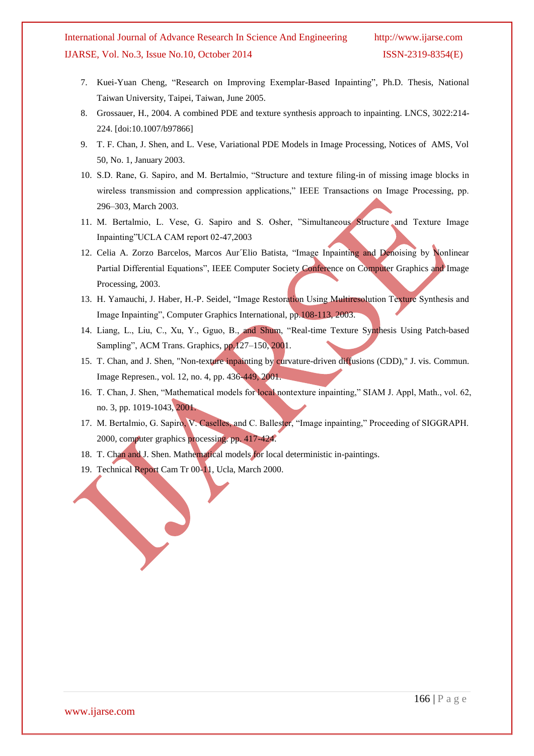7. Kuei-Yuan Cheng, "Research on Improving Exemplar-Based Inpainting", Ph.D. Thesis, National Taiwan University, Taipei, Taiwan, June 2005.
8. Grossauer, H., 2004. A combined PDE and texture synthesis approach to inpainting. LNCS, 3022:214-224. [doi:10.1007/b97866]
9. T. F. Chan, J. Shen, and L. Vese, Variational PDE Models in Image Processing, Notices of AMS, Vol 50, No. 1, January 2003.
10. S.D. Rane, G. Sapiro, and M. Bertalmio, "Structure and texture filing-in of missing image blocks in wireless transmission and compression applications," IEEE Transactions on Image Processing, pp. 296–303, March 2003.
11. M. Bertalmio, L. Vese, G. Sapiro and S. Osher, "Simultaneous Structure and Texture Image Inpainting"UCLA CAM report 02-47,2003
12. Celia A. Zorzo Barcelos, Marcos Aur´Elio Batista, "Image Inpainting and Denoising by Nonlinear Partial Differential Equations", IEEE Computer Society Conference on Computer Graphics and Image Processing, 2003.
13. H. Yamauchi, J. Haber, H.-P. Seidel, "Image Restoration Using Multiresolution Texture Synthesis and Image Inpainting", Computer Graphics International, pp.108-113, 2003.
14. Liang, L., Liu, C., Xu, Y., Gguo, B., and Shum, "Real-time Texture Synthesis Using Patch-based Sampling", ACM Trans. Graphics, pp.127–150, 2001.
15. T. Chan, and J. Shen, "Non-texture inpainting by curvature-driven diffusions (CDD)," J. vis. Commun. Image Represen., vol. 12, no. 4, pp. 436-449, 2001.
16. T. Chan, J. Shen, "Mathematical models for local nontexture inpainting," SIAM J. Appl, Math., vol. 62, no. 3, pp. 1019-1043, 2001.
17. M. Bertalmio, G. Sapiro, V. Caselles, and C. Ballester, "Image inpainting," Proceeding of SIGGRAPH. 2000, computer graphics processing. pp. 417-424.
18. T. Chan and J. Shen. Mathematical models for local deterministic in-paintings.
19. Technical Report Cam Tr 00-11, Ucla, March 2000.